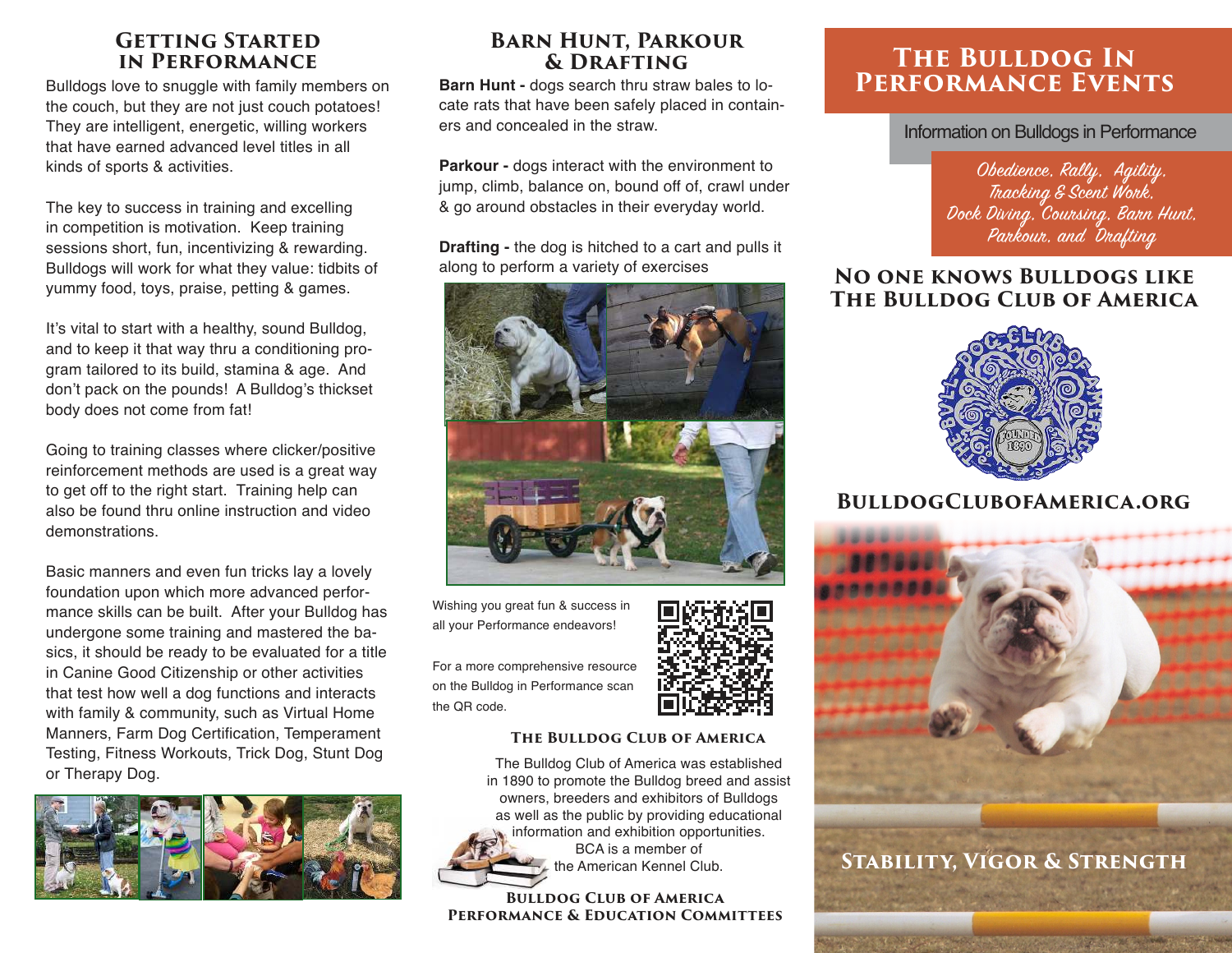## Getting Started in Performance

Bulldogs love to snuggle with family members on the couch, but they are not just couch potatoes! They are intelligent, energetic, willing workers that have earned advanced level titles in all kinds of sports & activities.

The key to success in training and excelling in competition is motivation. Keep training sessions short, fun, incentivizing & rewarding. Bulldogs will work for what they value: tidbits of yummy food, toys, praise, petting & games.

It's vital to start with a healthy, sound Bulldog, and to keep it that way thru a conditioning program tailored to its build, stamina & age. And don't pack on the pounds! A Bulldog's thickset body does not come from fat!

Going to training classes where clicker/positive reinforcement methods are used is a great way to get off to the right start. Training help can also be found thru online instruction and video demonstrations.

Basic manners and even fun tricks lay a lovely foundation upon which more advanced performance skills can be built. After your Bulldog has undergone some training and mastered the basics, it should be ready to be evaluated for a title in Canine Good Citizenship or other activities that test how well a dog functions and interacts with family & community, such as Virtual Home Manners, Farm Dog Certification, Temperament Testing, Fitness Workouts, Trick Dog, Stunt Dog or Therapy Dog.

## Barn Hunt, Parkour & Drafting

**Barn Hunt -** dogs search thru straw bales to locate rats that have been safely placed in containers and concealed in the straw.

**Parkour -** dogs interact with the environment to jump, climb, balance on, bound off of, crawl under & go around obstacles in their everyday world.

**Drafting -** the dog is hitched to a cart and pulls it along to perform a variety of exercises

Wishing you great fun & success in all your Performance endeavors!

For a more comprehensive resource on the Bulldog in Performance scan the QR code.

### The Bulldog Club of America

The Bulldog Club of America was established in 1890 to promote the Bulldog breed and assist owners, breeders and exhibitors of Bulldogs as well as the public by providing educational information and exhibition opportunities. BCA is a member of the American Kennel Club.

**Bulldog Club of America Performance & Education Committees**

# The Bulldog In Performance Events

Information on Bulldogs in Performance

*Obedience, Rally, Agility, Tracking & Scent Work, Dock Diving, Coursing, Barn Hunt, Parkour, and Drafting*

## No one knows Bulldogs like The Bulldog Club of America

BulldogClubofAmerica.org

**Stability, Vigor & Strength**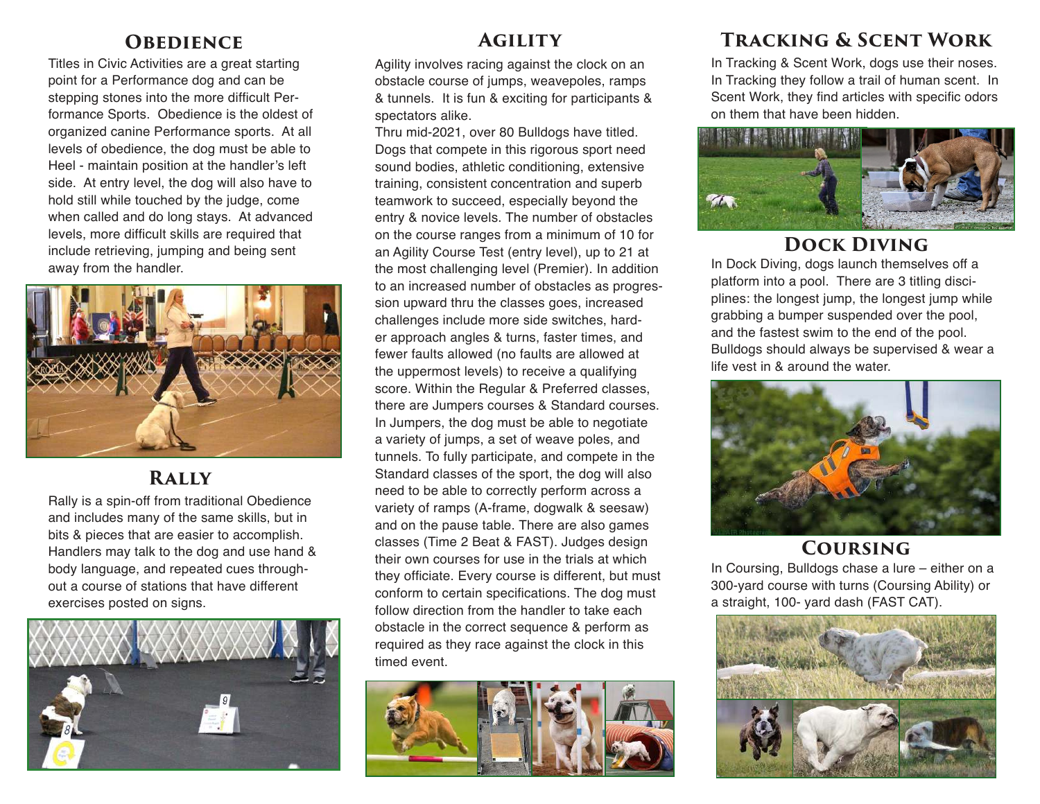## Obedience

Titles in Civic Activities are a great starting point for a Performance dog and can be stepping stones into the more difficult Performance Sports. Obedience is the oldest of organized canine Performance sports. At all levels of obedience, the dog must be able to Heel - maintain position at the handler's left side. At entry level, the dog will also have to hold still while touched by the judge, come when called and do long stays. At advanced levels, more difficult skills are required that include retrieving, jumping and being sent away from the handler.

## Rally

Rally is a spin-off from traditional Obedience and includes many of the same skills, but in bits & pieces that are easier to accomplish. Handlers may talk to the dog and use hand & body language, and repeated cues throughout a course of stations that have different exercises posted on signs.

## Agility

Agility involves racing against the clock on an obstacle course of jumps, weavepoles, ramps & tunnels. It is fun & exciting for participants & spectators alike.

Thru mid-2021, over 80 Bulldogs have titled. Dogs that compete in this rigorous sport need sound bodies, athletic conditioning, extensive training, consistent concentration and superb teamwork to succeed, especially beyond the entry & novice levels. The number of obstacles on the course ranges from a minimum of 10 for an Agility Course Test (entry level), up to 21 at the most challenging level (Premier). In addition to an increased number of obstacles as progression upward thru the classes goes, increased challenges include more side switches, harder approach angles & turns, faster times, and fewer faults allowed (no faults are allowed at the uppermost levels) to receive a qualifying score. Within the Regular & Preferred classes, there are Jumpers courses & Standard courses. In Jumpers, the dog must be able to negotiate a variety of jumps, a set of weave poles, and tunnels. To fully participate, and compete in the Standard classes of the sport, the dog will also need to be able to correctly perform across a variety of ramps (A-frame, dogwalk & seesaw) and on the pause table. There are also games classes (Time 2 Beat & FAST). Judges design their own courses for use in the trials at which they officiate. Every course is different, but must conform to certain specifications. The dog must follow direction from the handler to take each obstacle in the correct sequence & perform as required as they race against the clock in this timed event.

## Tracking & Scent Work

In Tracking & Scent Work, dogs use their noses. In Tracking they follow a trail of human scent. In Scent Work, they find articles with specific odors on them that have been hidden.

## Dock Diving

In Dock Diving, dogs launch themselves off a platform into a pool. There are 3 titling disciplines: the longest jump, the longest jump while grabbing a bumper suspended over the pool, and the fastest swim to the end of the pool. Bulldogs should always be supervised & wear a life vest in & around the water.

## Coursing

In Coursing, Bulldogs chase a lure – either on a 300-yard course with turns (Coursing Ability) or a straight, 100- yard dash (FAST CAT).